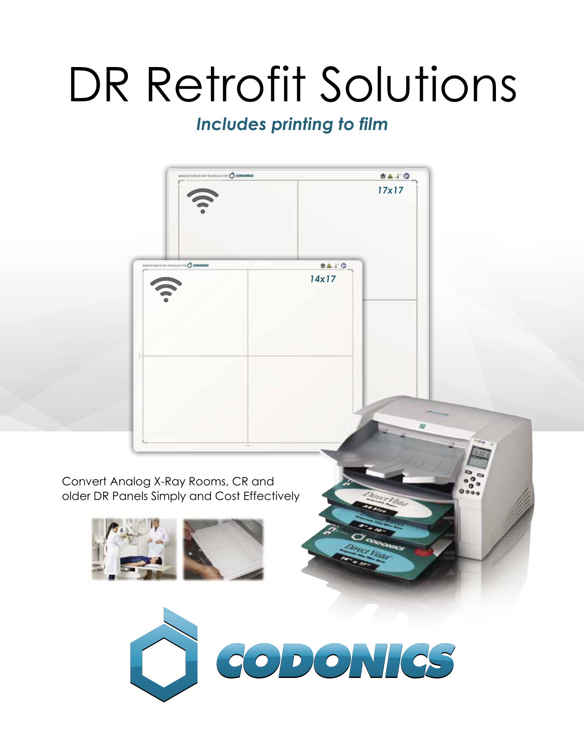# DR Retrofit Solutions

***Includes printing to film***

Convert Analog X-Ray Rooms, CR and older DR Panels Simply and Cost Effectively

CODONICS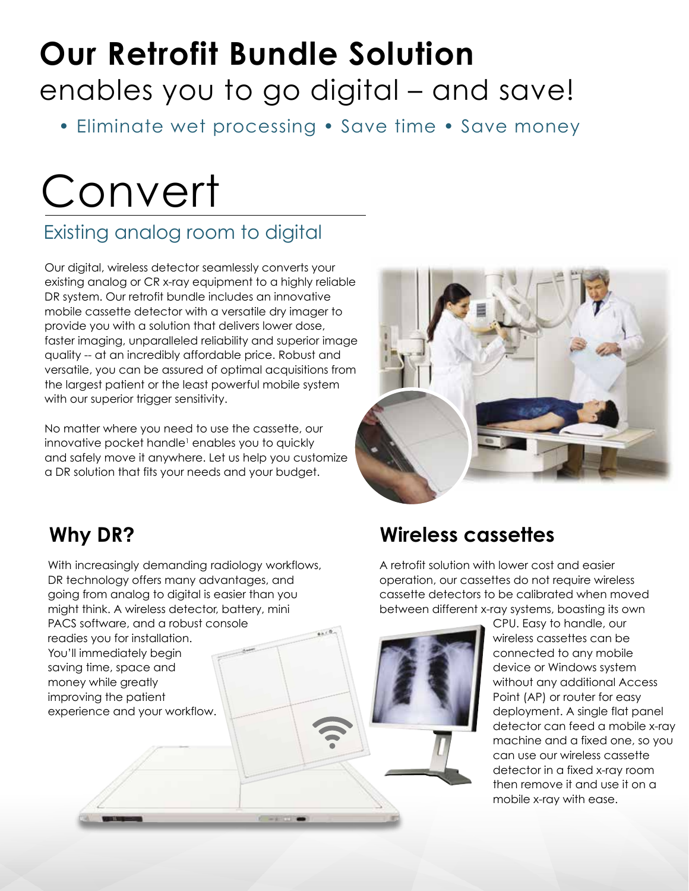# Our Retrofit Bundle Solution

enables you to go digital – and save!

- Eliminate wet processing • Save time • Save money

# Convert

## Existing analog room to digital

Our digital, wireless detector seamlessly converts your existing analog or CR x-ray equipment to a highly reliable DR system. Our retrofit bundle includes an innovative mobile cassette detector with a versatile dry imager to provide you with a solution that delivers lower dose, faster imaging, unparalleled reliability and superior image quality -- at an incredibly affordable price. Robust and versatile, you can be assured of optimal acquisitions from the largest patient or the least powerful mobile system with our superior trigger sensitivity.

No matter where you need to use the cassette, our innovative pocket handle[1] enables you to quickly and safely move it anywhere. Let us help you customize a DR solution that fits your needs and your budget.

## Why DR?

With increasingly demanding radiology workflows, DR technology offers many advantages, and going from analog to digital is easier than you might think. A wireless detector, battery, mini PACS software, and a robust console readies you for installation. You'll immediately begin saving time, space and money while greatly improving the patient experience and your workflow.

## Wireless cassettes

A retrofit solution with lower cost and easier operation, our cassettes do not require wireless cassette detectors to be calibrated when moved between different x-ray systems, boasting its own CPU. Easy to handle, our wireless cassettes can be connected to any mobile device or Windows system without any additional Access Point (AP) or router for easy deployment. A single flat panel detector can feed a mobile x-ray machine and a fixed one, so you can use our wireless cassette detector in a fixed x-ray room then remove it and use it on a mobile x-ray with ease.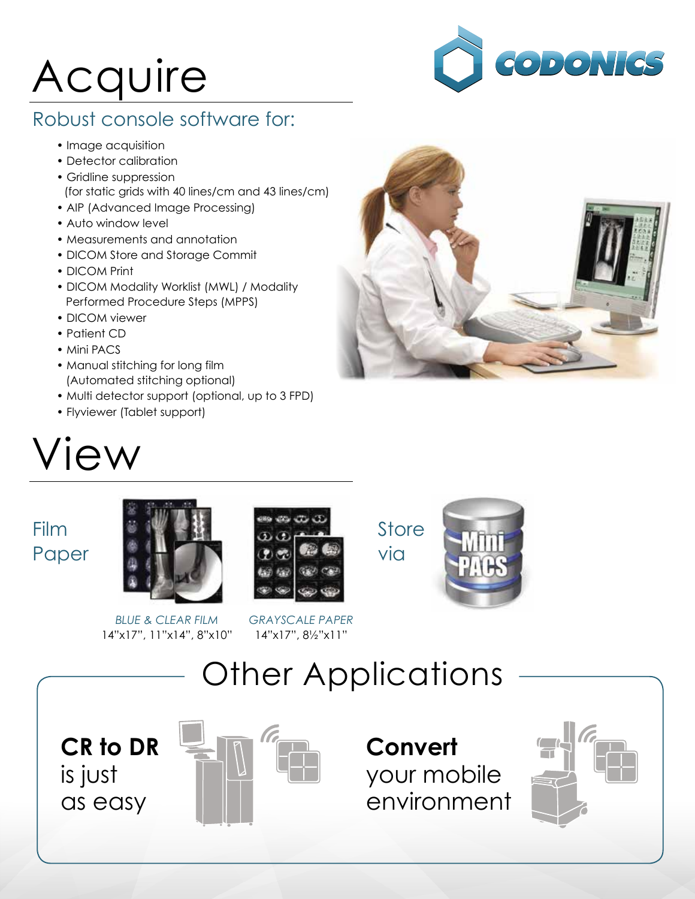# Acquire

## Robust console software for:

- Image acquisition
- Detector calibration
- Gridline suppression
  (for static grids with 40 lines/cm and 43 lines/cm)
- AIP (Advanced Image Processing)
- Auto window level
- Measurements and annotation
- DICOM Store and Storage Commit
- DICOM Print
- DICOM Modality Worklist (MWL) / Modality Performed Procedure Steps (MPPS)
- DICOM viewer
- Patient CD
- Mini PACS
- Manual stitching for long film
  (Automated stitching optional)
- Multi detector support (optional, up to 3 FPD)
- Flyviewer (Tablet support)

# View

Film

Paper

*BLUE & CLEAR FILM*
14"x17", 11"x14", 8"x10"

*GRAYSCALE PAPER*
14"x17", 8½"x11"

Store via

# Other Applications

**CR to DR** is just as easy

**Convert** your mobile environment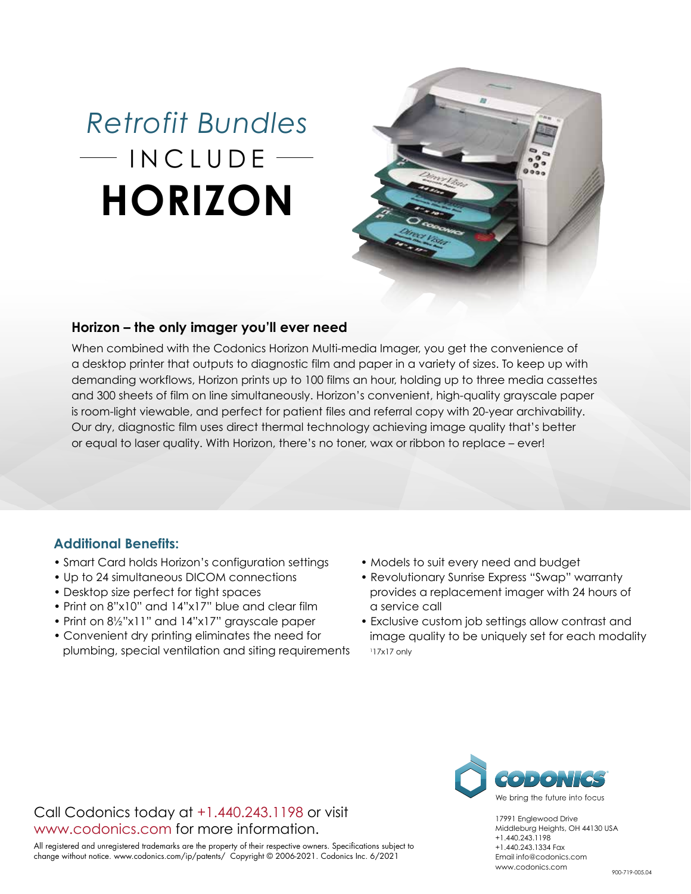*Retrofit Bundles*

INCLUDE

# HORIZON

### Horizon – the only imager you'll ever need

When combined with the Codonics Horizon Multi-media Imager, you get the convenience of a desktop printer that outputs to diagnostic film and paper in a variety of sizes. To keep up with demanding workflows, Horizon prints up to 100 films an hour, holding up to three media cassettes and 300 sheets of film on line simultaneously. Horizon's convenient, high-quality grayscale paper is room-light viewable, and perfect for patient files and referral copy with 20-year archivability. Our dry, diagnostic film uses direct thermal technology achieving image quality that's better or equal to laser quality. With Horizon, there's no toner, wax or ribbon to replace – ever!

### Additional Benefits:

- Smart Card holds Horizon's configuration settings
- Up to 24 simultaneous DICOM connections
- Desktop size perfect for tight spaces
- Print on 8"x10" and 14"x17" blue and clear film
- Print on 8½"x11" and 14"x17" grayscale paper
- Convenient dry printing eliminates the need for plumbing, special ventilation and siting requirements
- Models to suit every need and budget
- Revolutionary Sunrise Express "Swap" warranty provides a replacement imager with 24 hours of a service call
- Exclusive custom job settings allow contrast and image quality to be uniquely set for each modality

[1]17x17 only

Call Codonics today at +1.440.243.1198 or visit www.codonics.com for more information.

All registered and unregistered trademarks are the property of their respective owners. Specifications subject to change without notice. www.codonics.com/ip/patents/ Copyright © 2006-2021. Codonics Inc. 6/2021

CODONICS®
We bring the future into focus

17991 Englewood Drive
Middleburg Heights, OH 44130 USA
+1.440.243.1198
+1.440.243.1334 Fax
Email info@codonics.com
www.codonics.com

900-719-005.04